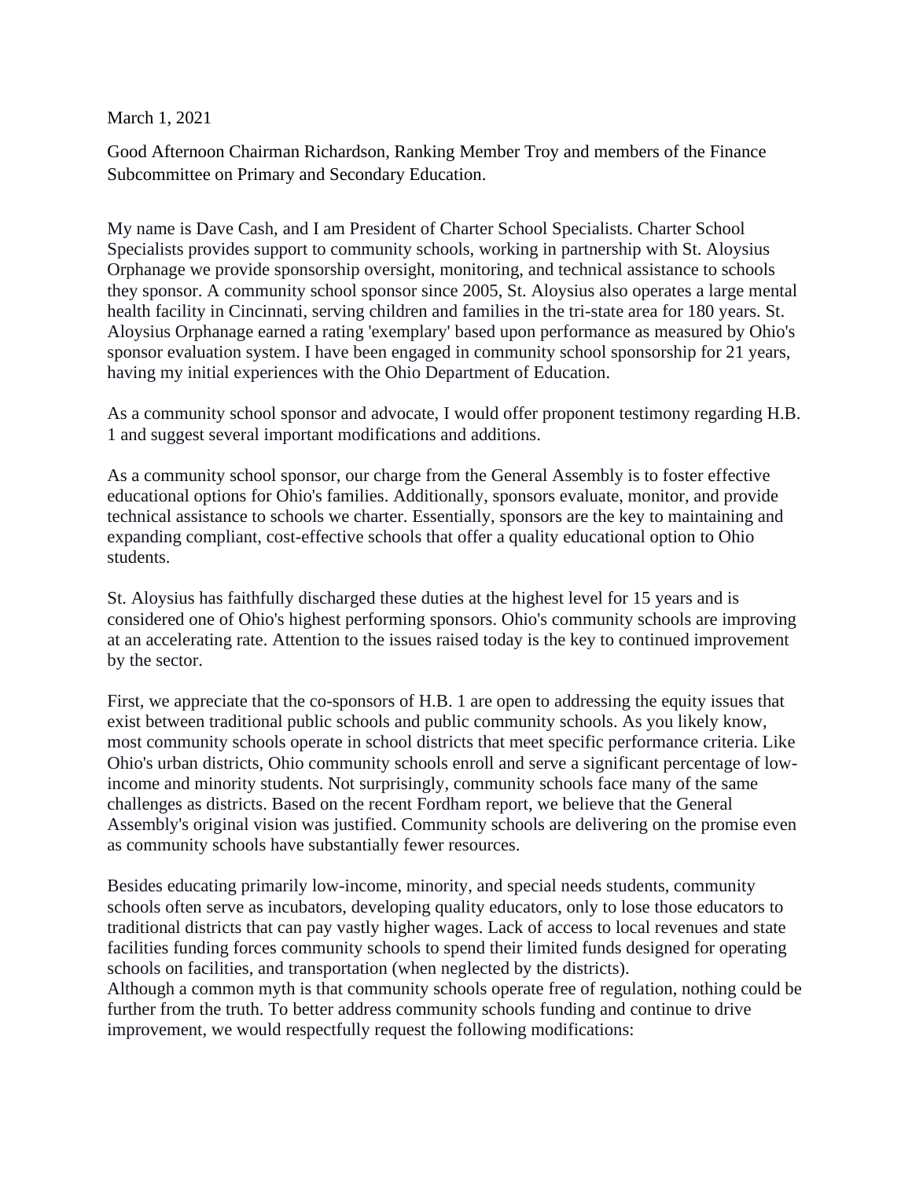March 1, 2021

Good Afternoon Chairman Richardson, Ranking Member Troy and members of the Finance Subcommittee on Primary and Secondary Education.

My name is Dave Cash, and I am President of Charter School Specialists. Charter School Specialists provides support to community schools, working in partnership with St. Aloysius Orphanage we provide sponsorship oversight, monitoring, and technical assistance to schools they sponsor. A community school sponsor since 2005, St. Aloysius also operates a large mental health facility in Cincinnati, serving children and families in the tri-state area for 180 years. St. Aloysius Orphanage earned a rating 'exemplary' based upon performance as measured by Ohio's sponsor evaluation system. I have been engaged in community school sponsorship for 21 years, having my initial experiences with the Ohio Department of Education.

As a community school sponsor and advocate, I would offer proponent testimony regarding H.B. 1 and suggest several important modifications and additions.

As a community school sponsor, our charge from the General Assembly is to foster effective educational options for Ohio's families. Additionally, sponsors evaluate, monitor, and provide technical assistance to schools we charter. Essentially, sponsors are the key to maintaining and expanding compliant, cost-effective schools that offer a quality educational option to Ohio students.

St. Aloysius has faithfully discharged these duties at the highest level for 15 years and is considered one of Ohio's highest performing sponsors. Ohio's community schools are improving at an accelerating rate. Attention to the issues raised today is the key to continued improvement by the sector.

First, we appreciate that the co-sponsors of H.B. 1 are open to addressing the equity issues that exist between traditional public schools and public community schools. As you likely know, most community schools operate in school districts that meet specific performance criteria. Like Ohio's urban districts, Ohio community schools enroll and serve a significant percentage of low-income and minority students. Not surprisingly, community schools face many of the same challenges as districts. Based on the recent Fordham report, we believe that the General Assembly's original vision was justified. Community schools are delivering on the promise even as community schools have substantially fewer resources.

Besides educating primarily low-income, minority, and special needs students, community schools often serve as incubators, developing quality educators, only to lose those educators to traditional districts that can pay vastly higher wages. Lack of access to local revenues and state facilities funding forces community schools to spend their limited funds designed for operating schools on facilities, and transportation (when neglected by the districts).

Although a common myth is that community schools operate free of regulation, nothing could be further from the truth. To better address community schools funding and continue to drive improvement, we would respectfully request the following modifications: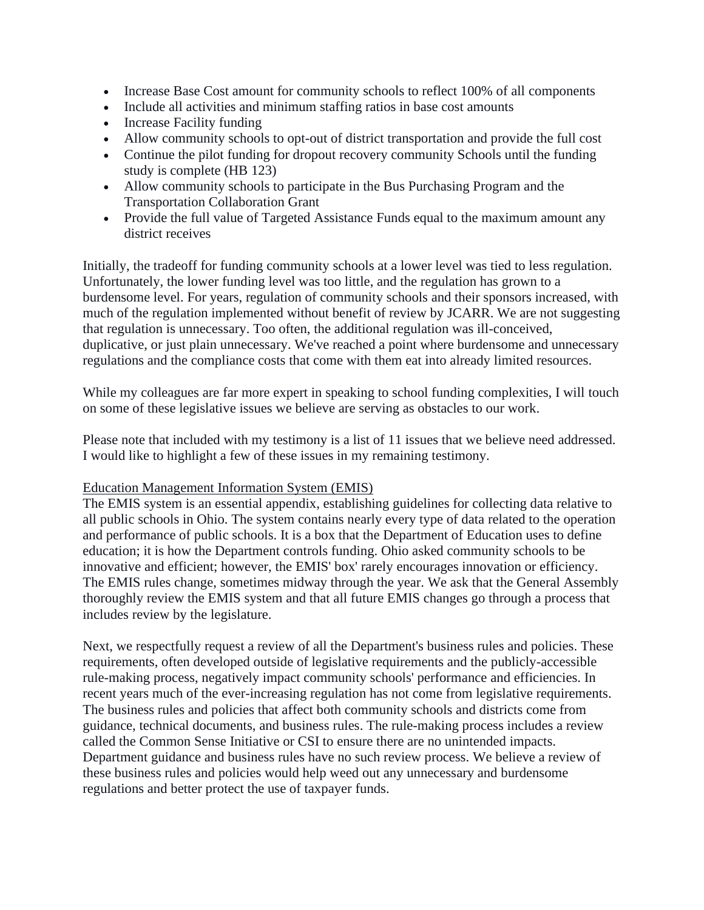- Increase Base Cost amount for community schools to reflect 100% of all components
- Include all activities and minimum staffing ratios in base cost amounts
- Increase Facility funding
- Allow community schools to opt-out of district transportation and provide the full cost
- Continue the pilot funding for dropout recovery community Schools until the funding study is complete (HB 123)
- Allow community schools to participate in the Bus Purchasing Program and the Transportation Collaboration Grant
- Provide the full value of Targeted Assistance Funds equal to the maximum amount any district receives

Initially, the tradeoff for funding community schools at a lower level was tied to less regulation. Unfortunately, the lower funding level was too little, and the regulation has grown to a burdensome level. For years, regulation of community schools and their sponsors increased, with much of the regulation implemented without benefit of review by JCARR. We are not suggesting that regulation is unnecessary. Too often, the additional regulation was ill-conceived, duplicative, or just plain unnecessary. We've reached a point where burdensome and unnecessary regulations and the compliance costs that come with them eat into already limited resources.

While my colleagues are far more expert in speaking to school funding complexities, I will touch on some of these legislative issues we believe are serving as obstacles to our work.

Please note that included with my testimony is a list of 11 issues that we believe need addressed. I would like to highlight a few of these issues in my remaining testimony.

<u>Education Management Information System (EMIS)</u>

The EMIS system is an essential appendix, establishing guidelines for collecting data relative to all public schools in Ohio. The system contains nearly every type of data related to the operation and performance of public schools. It is a box that the Department of Education uses to define education; it is how the Department controls funding. Ohio asked community schools to be innovative and efficient; however, the EMIS' box' rarely encourages innovation or efficiency. The EMIS rules change, sometimes midway through the year. We ask that the General Assembly thoroughly review the EMIS system and that all future EMIS changes go through a process that includes review by the legislature.

Next, we respectfully request a review of all the Department's business rules and policies. These requirements, often developed outside of legislative requirements and the publicly-accessible rule-making process, negatively impact community schools' performance and efficiencies. In recent years much of the ever-increasing regulation has not come from legislative requirements. The business rules and policies that affect both community schools and districts come from guidance, technical documents, and business rules. The rule-making process includes a review called the Common Sense Initiative or CSI to ensure there are no unintended impacts. Department guidance and business rules have no such review process. We believe a review of these business rules and policies would help weed out any unnecessary and burdensome regulations and better protect the use of taxpayer funds.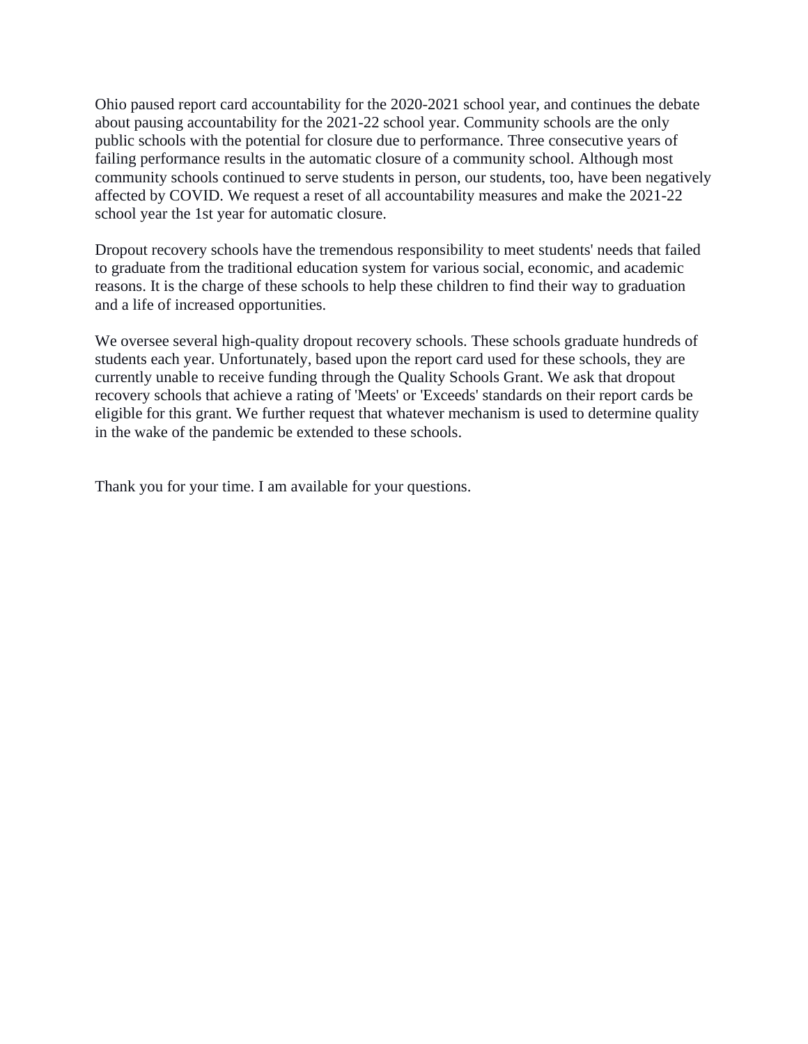Ohio paused report card accountability for the 2020-2021 school year, and continues the debate about pausing accountability for the 2021-22 school year. Community schools are the only public schools with the potential for closure due to performance. Three consecutive years of failing performance results in the automatic closure of a community school. Although most community schools continued to serve students in person, our students, too, have been negatively affected by COVID. We request a reset of all accountability measures and make the 2021-22 school year the 1st year for automatic closure.

Dropout recovery schools have the tremendous responsibility to meet students' needs that failed to graduate from the traditional education system for various social, economic, and academic reasons. It is the charge of these schools to help these children to find their way to graduation and a life of increased opportunities.

We oversee several high-quality dropout recovery schools. These schools graduate hundreds of students each year. Unfortunately, based upon the report card used for these schools, they are currently unable to receive funding through the Quality Schools Grant. We ask that dropout recovery schools that achieve a rating of 'Meets' or 'Exceeds' standards on their report cards be eligible for this grant. We further request that whatever mechanism is used to determine quality in the wake of the pandemic be extended to these schools.

Thank you for your time. I am available for your questions.